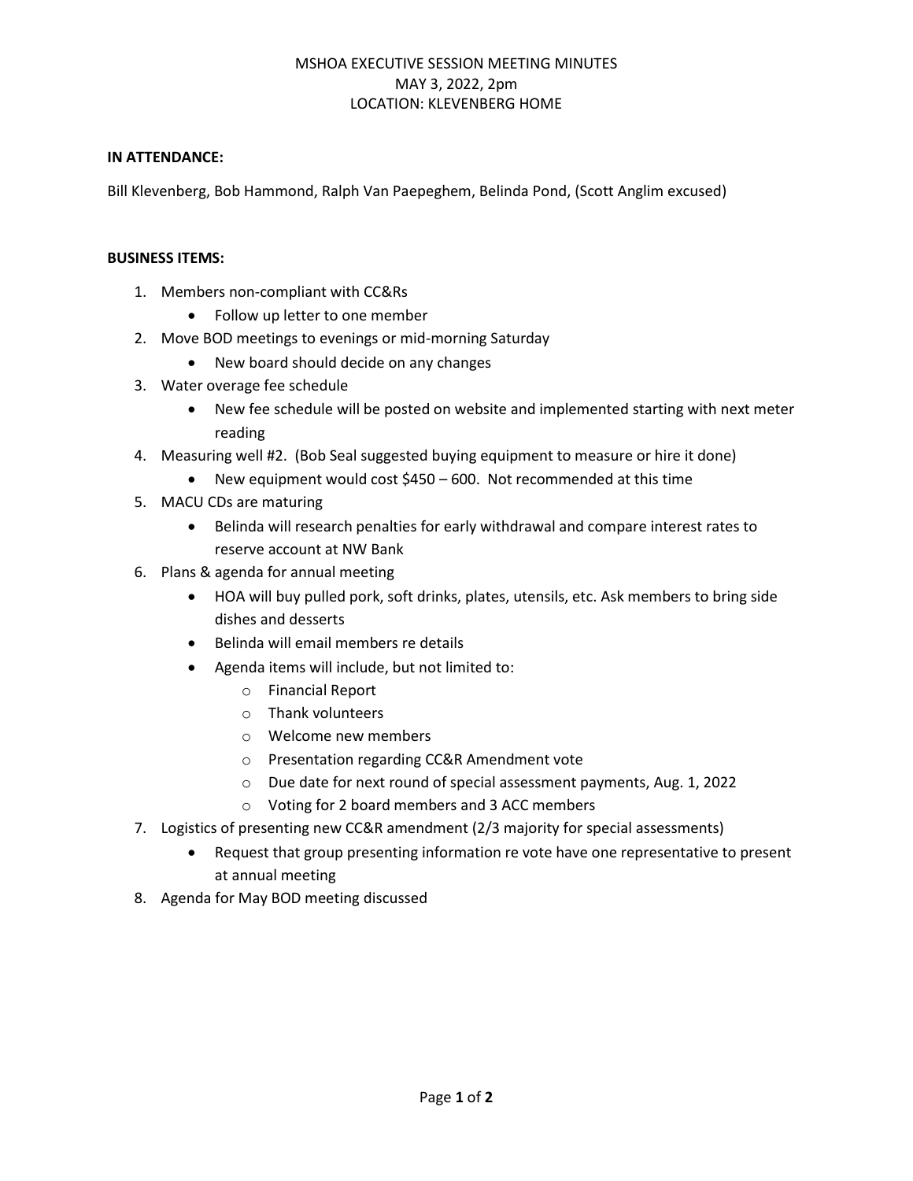# MSHOA EXECUTIVE SESSION MEETING MINUTES
MAY 3, 2022, 2pm
LOCATION: KLEVENBERG HOME

**IN ATTENDANCE:**

Bill Klevenberg, Bob Hammond, Ralph Van Paepeghem, Belinda Pond, (Scott Anglim excused)

**BUSINESS ITEMS:**

1. Members non-compliant with CC&Rs
   - Follow up letter to one member
2. Move BOD meetings to evenings or mid-morning Saturday
   - New board should decide on any changes
3. Water overage fee schedule
   - New fee schedule will be posted on website and implemented starting with next meter reading
4. Measuring well #2. (Bob Seal suggested buying equipment to measure or hire it done)
   - New equipment would cost $450 – 600. Not recommended at this time
5. MACU CDs are maturing
   - Belinda will research penalties for early withdrawal and compare interest rates to reserve account at NW Bank
6. Plans & agenda for annual meeting
   - HOA will buy pulled pork, soft drinks, plates, utensils, etc. Ask members to bring side dishes and desserts
   - Belinda will email members re details
   - Agenda items will include, but not limited to:
     - Financial Report
     - Thank volunteers
     - Welcome new members
     - Presentation regarding CC&R Amendment vote
     - Due date for next round of special assessment payments, Aug. 1, 2022
     - Voting for 2 board members and 3 ACC members
7. Logistics of presenting new CC&R amendment (2/3 majority for special assessments)
   - Request that group presenting information re vote have one representative to present at annual meeting
8. Agenda for May BOD meeting discussed